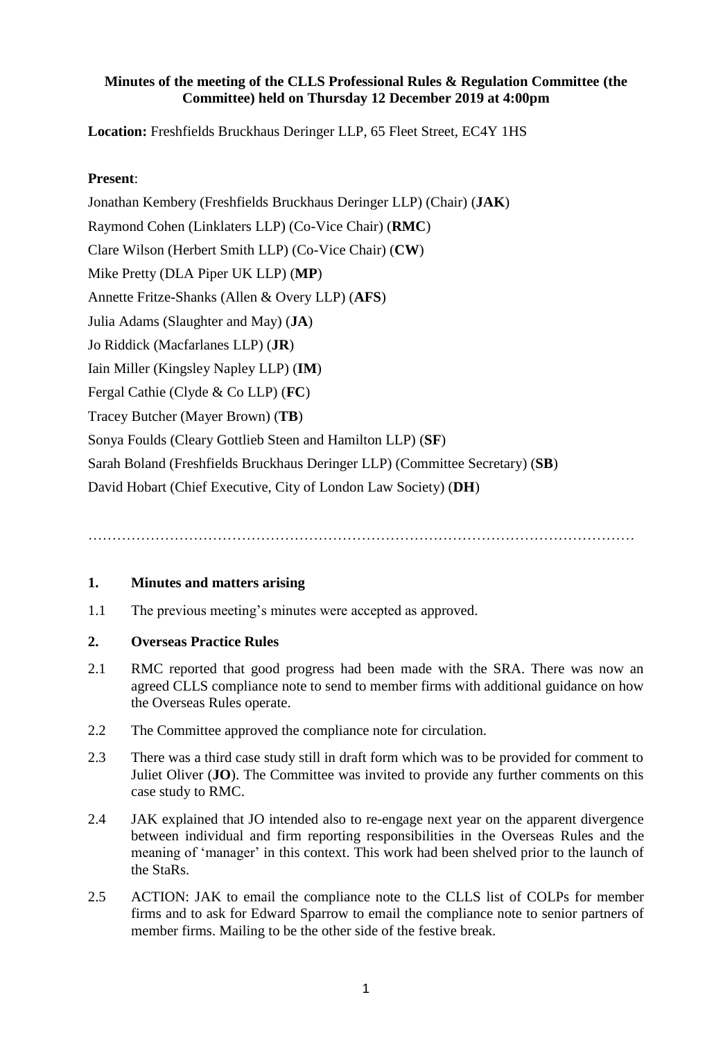**Minutes of the meeting of the CLLS Professional Rules & Regulation Committee (the Committee) held on Thursday 12 December 2019 at 4:00pm**

**Location:** Freshfields Bruckhaus Deringer LLP, 65 Fleet Street, EC4Y 1HS

**Present**:

Jonathan Kembery (Freshfields Bruckhaus Deringer LLP) (Chair) (**JAK**)

Raymond Cohen (Linklaters LLP) (Co-Vice Chair) (**RMC**)

Clare Wilson (Herbert Smith LLP) (Co-Vice Chair) (**CW**)

Mike Pretty (DLA Piper UK LLP) (**MP**)

Annette Fritze-Shanks (Allen & Overy LLP) (**AFS**)

Julia Adams (Slaughter and May) (**JA**)

Jo Riddick (Macfarlanes LLP) (**JR**)

Iain Miller (Kingsley Napley LLP) (**IM**)

Fergal Cathie (Clyde & Co LLP) (**FC**)

Tracey Butcher (Mayer Brown) (**TB**)

Sonya Foulds (Cleary Gottlieb Steen and Hamilton LLP) (**SF**)

Sarah Boland (Freshfields Bruckhaus Deringer LLP) (Committee Secretary) (**SB**)

David Hobart (Chief Executive, City of London Law Society) (**DH**)

…………………………………………………………………………………………………

## 1. Minutes and matters arising

1.1 The previous meeting's minutes were accepted as approved.

## 2. Overseas Practice Rules

2.1 RMC reported that good progress had been made with the SRA. There was now an agreed CLLS compliance note to send to member firms with additional guidance on how the Overseas Rules operate.

2.2 The Committee approved the compliance note for circulation.

2.3 There was a third case study still in draft form which was to be provided for comment to Juliet Oliver (**JO**). The Committee was invited to provide any further comments on this case study to RMC.

2.4 JAK explained that JO intended also to re-engage next year on the apparent divergence between individual and firm reporting responsibilities in the Overseas Rules and the meaning of 'manager' in this context. This work had been shelved prior to the launch of the StaRs.

2.5 ACTION: JAK to email the compliance note to the CLLS list of COLPs for member firms and to ask for Edward Sparrow to email the compliance note to senior partners of member firms. Mailing to be the other side of the festive break.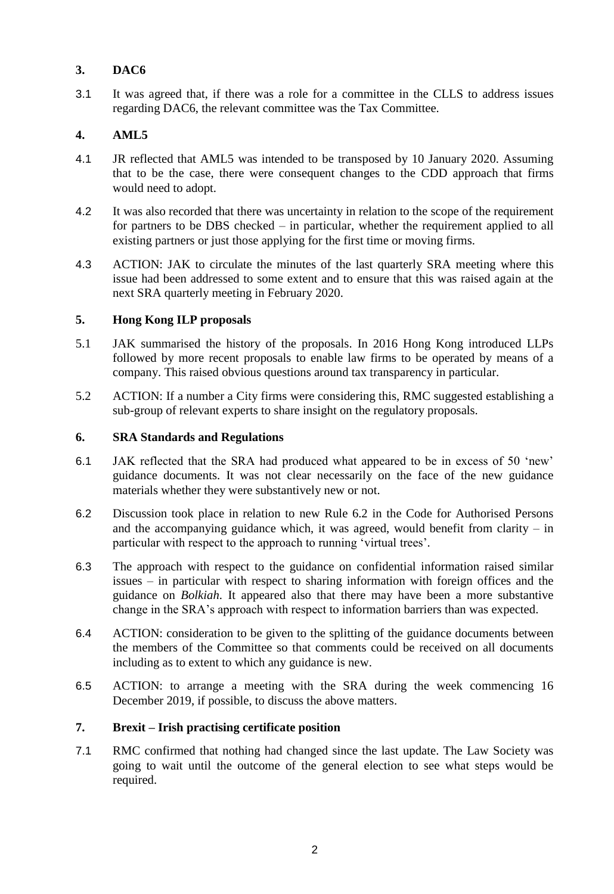## 3. DAC6

3.1 It was agreed that, if there was a role for a committee in the CLLS to address issues regarding DAC6, the relevant committee was the Tax Committee.

## 4. AML5

4.1 JR reflected that AML5 was intended to be transposed by 10 January 2020. Assuming that to be the case, there were consequent changes to the CDD approach that firms would need to adopt.

4.2 It was also recorded that there was uncertainty in relation to the scope of the requirement for partners to be DBS checked – in particular, whether the requirement applied to all existing partners or just those applying for the first time or moving firms.

4.3 ACTION: JAK to circulate the minutes of the last quarterly SRA meeting where this issue had been addressed to some extent and to ensure that this was raised again at the next SRA quarterly meeting in February 2020.

## 5. Hong Kong ILP proposals

5.1 JAK summarised the history of the proposals. In 2016 Hong Kong introduced LLPs followed by more recent proposals to enable law firms to be operated by means of a company. This raised obvious questions around tax transparency in particular.

5.2 ACTION: If a number a City firms were considering this, RMC suggested establishing a sub-group of relevant experts to share insight on the regulatory proposals.

## 6. SRA Standards and Regulations

6.1 JAK reflected that the SRA had produced what appeared to be in excess of 50 'new' guidance documents. It was not clear necessarily on the face of the new guidance materials whether they were substantively new or not.

6.2 Discussion took place in relation to new Rule 6.2 in the Code for Authorised Persons and the accompanying guidance which, it was agreed, would benefit from clarity – in particular with respect to the approach to running 'virtual trees'.

6.3 The approach with respect to the guidance on confidential information raised similar issues – in particular with respect to sharing information with foreign offices and the guidance on *Bolkiah*. It appeared also that there may have been a more substantive change in the SRA's approach with respect to information barriers than was expected.

6.4 ACTION: consideration to be given to the splitting of the guidance documents between the members of the Committee so that comments could be received on all documents including as to extent to which any guidance is new.

6.5 ACTION: to arrange a meeting with the SRA during the week commencing 16 December 2019, if possible, to discuss the above matters.

## 7. Brexit – Irish practising certificate position

7.1 RMC confirmed that nothing had changed since the last update. The Law Society was going to wait until the outcome of the general election to see what steps would be required.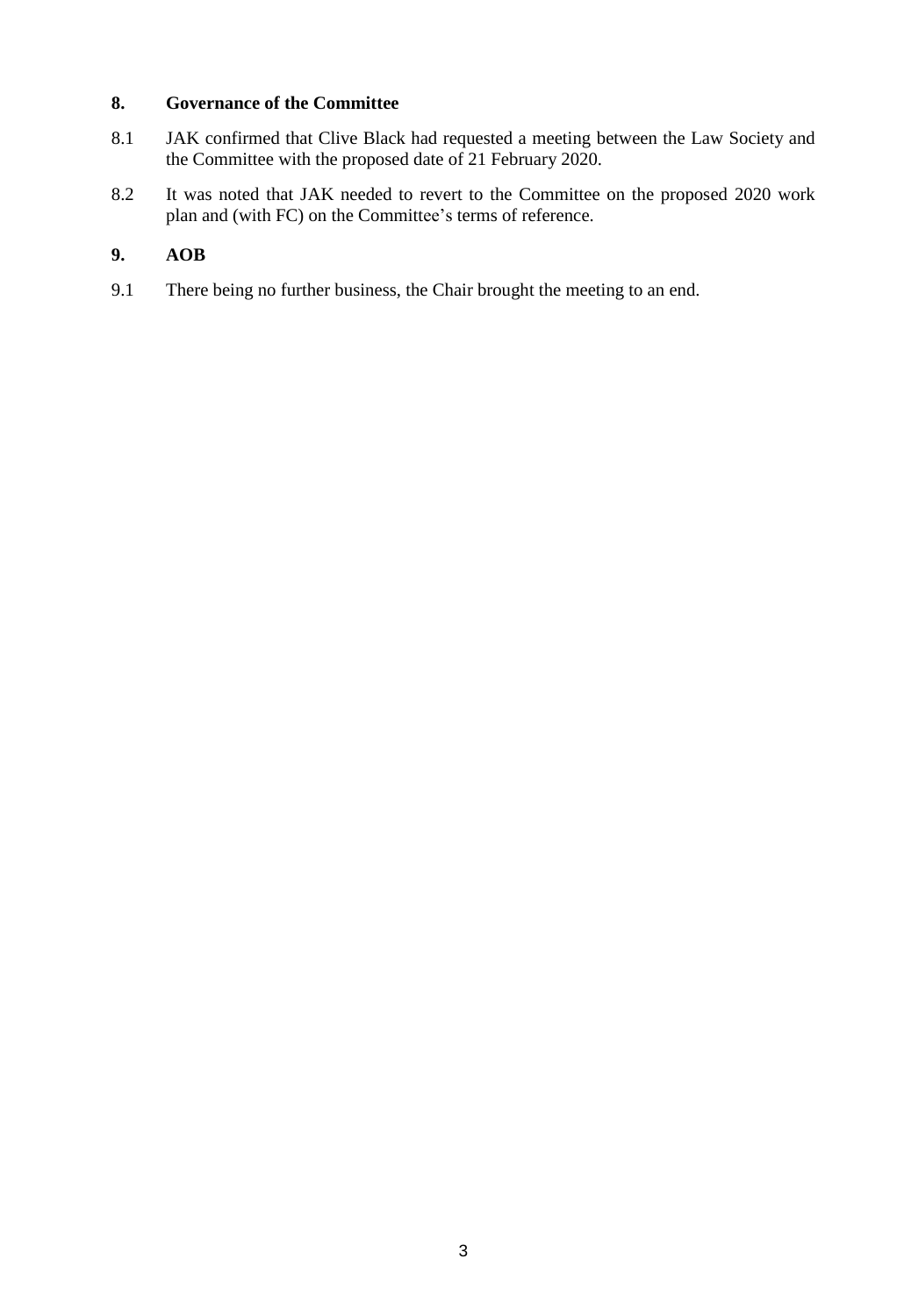## 8. Governance of the Committee

8.1 JAK confirmed that Clive Black had requested a meeting between the Law Society and the Committee with the proposed date of 21 February 2020.

8.2 It was noted that JAK needed to revert to the Committee on the proposed 2020 work plan and (with FC) on the Committee's terms of reference.

## 9. AOB

9.1 There being no further business, the Chair brought the meeting to an end.